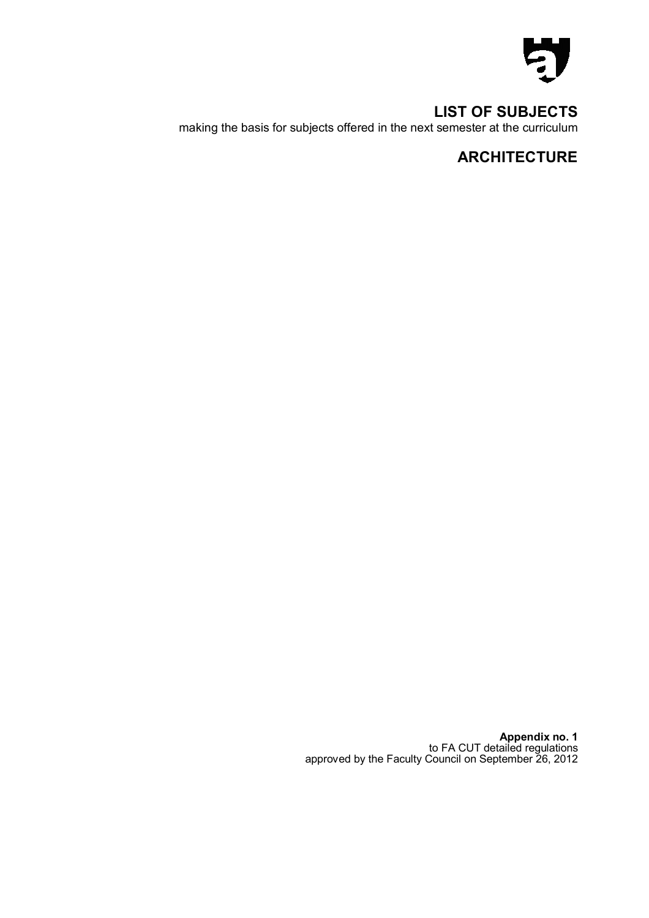# LIST OF SUBJECTS

making the basis for subjects offered in the next semester at the curriculum

## ARCHITECTURE

**Appendix no. 1**
to FA CUT detailed regulations
approved by the Faculty Council on September 26, 2012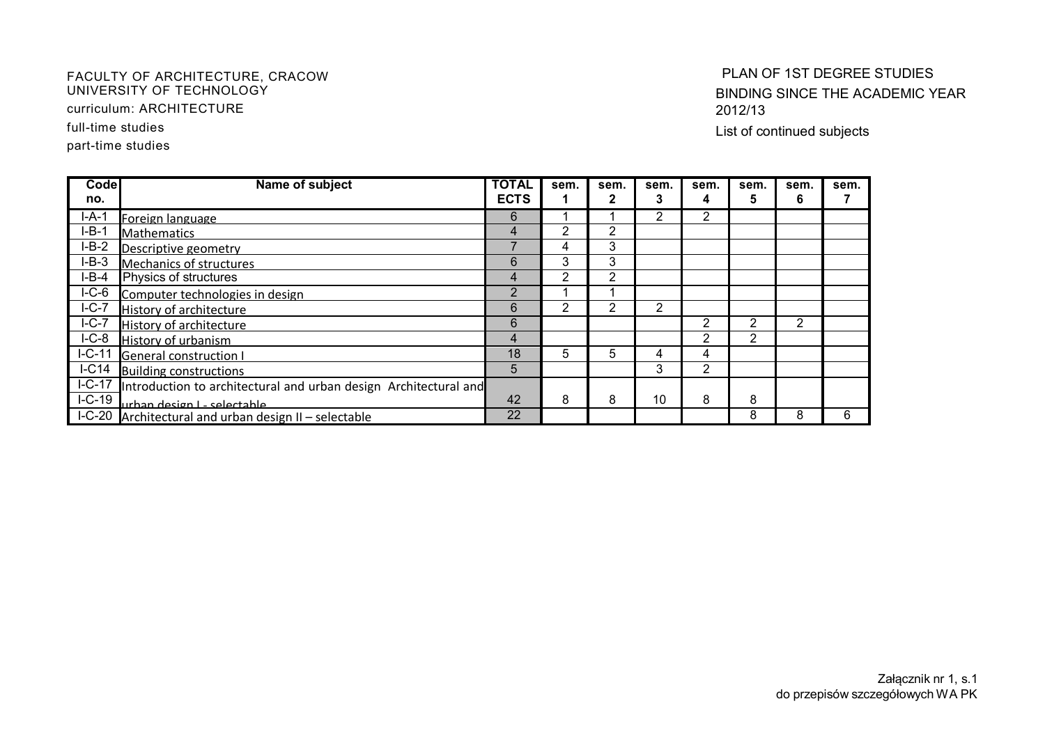FACULTY OF ARCHITECTURE, CRACOW UNIVERSITY OF TECHNOLOGY
curriculum: ARCHITECTURE
full-time studies
part-time studies

PLAN OF 1ST DEGREE STUDIES
BINDING SINCE THE ACADEMIC YEAR 2012/13
List of continued subjects

| Code no. | Name of subject | TOTAL ECTS | sem. 1 | sem. 2 | sem. 3 | sem. 4 | sem. 5 | sem. 6 | sem. 7 |
|---|---|---|---|---|---|---|---|---|---|
| I-A-1 | Foreign language | 6 | 1 | 1 | 2 | 2 | | | |
| I-B-1 | Mathematics | 4 | 2 | 2 | | | | | |
| I-B-2 | Descriptive geometry | 7 | 4 | 3 | | | | | |
| I-B-3 | Mechanics of structures | 6 | 3 | 3 | | | | | |
| I-B-4 | Physics of structures | 4 | 2 | 2 | | | | | |
| I-C-6 | Computer technologies in design | 2 | 1 | 1 | | | | | |
| I-C-7 | History of architecture | 6 | 2 | 2 | 2 | | | | |
| I-C-7 | History of architecture | 6 | | | | 2 | 2 | 2 | |
| I-C-8 | History of urbanism | 4 | | | | 2 | 2 | | |
| I-C-11 | General construction I | 18 | 5 | 5 | 4 | 4 | | | |
| I-C14 | Building constructions | 5 | | | 3 | 2 | | | |
| I-C-17 I-C-19 | Introduction to architectural and urban design Architectural and urban design I - selectable | 42 | 8 | 8 | 10 | 8 | 8 | | |
| I-C-20 | Architectural and urban design II – selectable | 22 | | | | | 8 | 8 | 6 |

Załącznik nr 1, s.1
do przepisów szczegółowych WA PK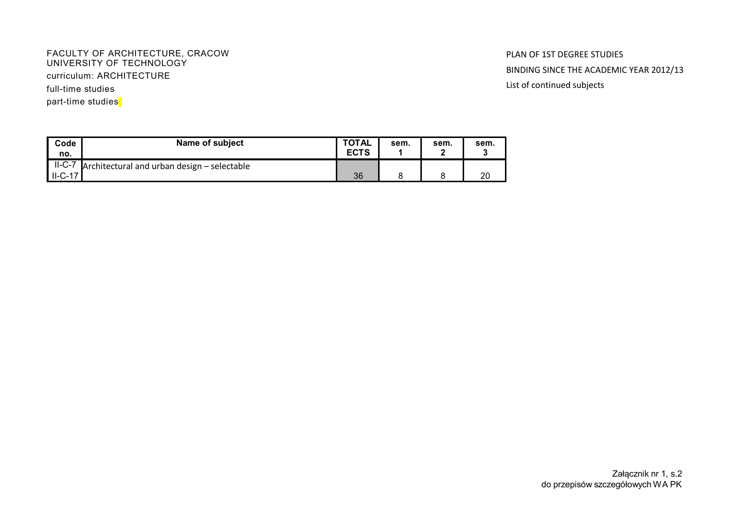FACULTY OF ARCHITECTURE, CRACOW UNIVERSITY OF TECHNOLOGY

curriculum: ARCHITECTURE

full-time studies

part-time studies

PLAN OF 1ST DEGREE STUDIES

BINDING SINCE THE ACADEMIC YEAR 2012/13

List of continued subjects

| Code no. | Name of subject | TOTAL ECTS | sem. 1 | sem. 2 | sem. 3 |
|---|---|---|---|---|---|
| II-C-7 II-C-17 | Architectural and urban design – selectable | 36 | 8 | 8 | 20 |

Załącznik nr 1, s.2
do przepisów szczegółowych WA PK